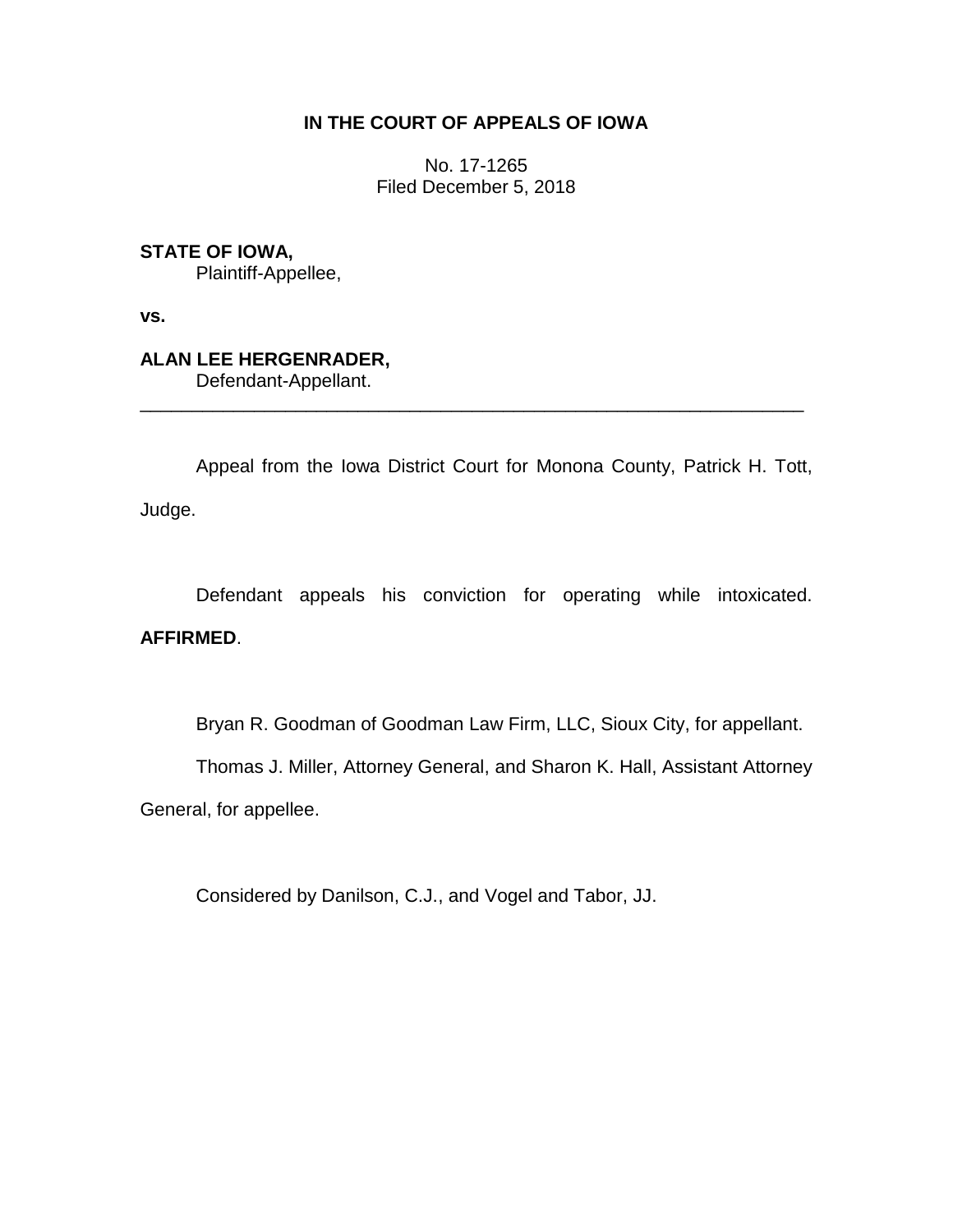**IN THE COURT OF APPEALS OF IOWA**

No. 17-1265
Filed December 5, 2018

**STATE OF IOWA,**
Plaintiff-Appellee,

**vs.**

**ALAN LEE HERGENRADER,**
Defendant-Appellant.

---

Appeal from the Iowa District Court for Monona County, Patrick H. Tott, Judge.

Defendant appeals his conviction for operating while intoxicated. **AFFIRMED**.

Bryan R. Goodman of Goodman Law Firm, LLC, Sioux City, for appellant.

Thomas J. Miller, Attorney General, and Sharon K. Hall, Assistant Attorney General, for appellee.

Considered by Danilson, C.J., and Vogel and Tabor, JJ.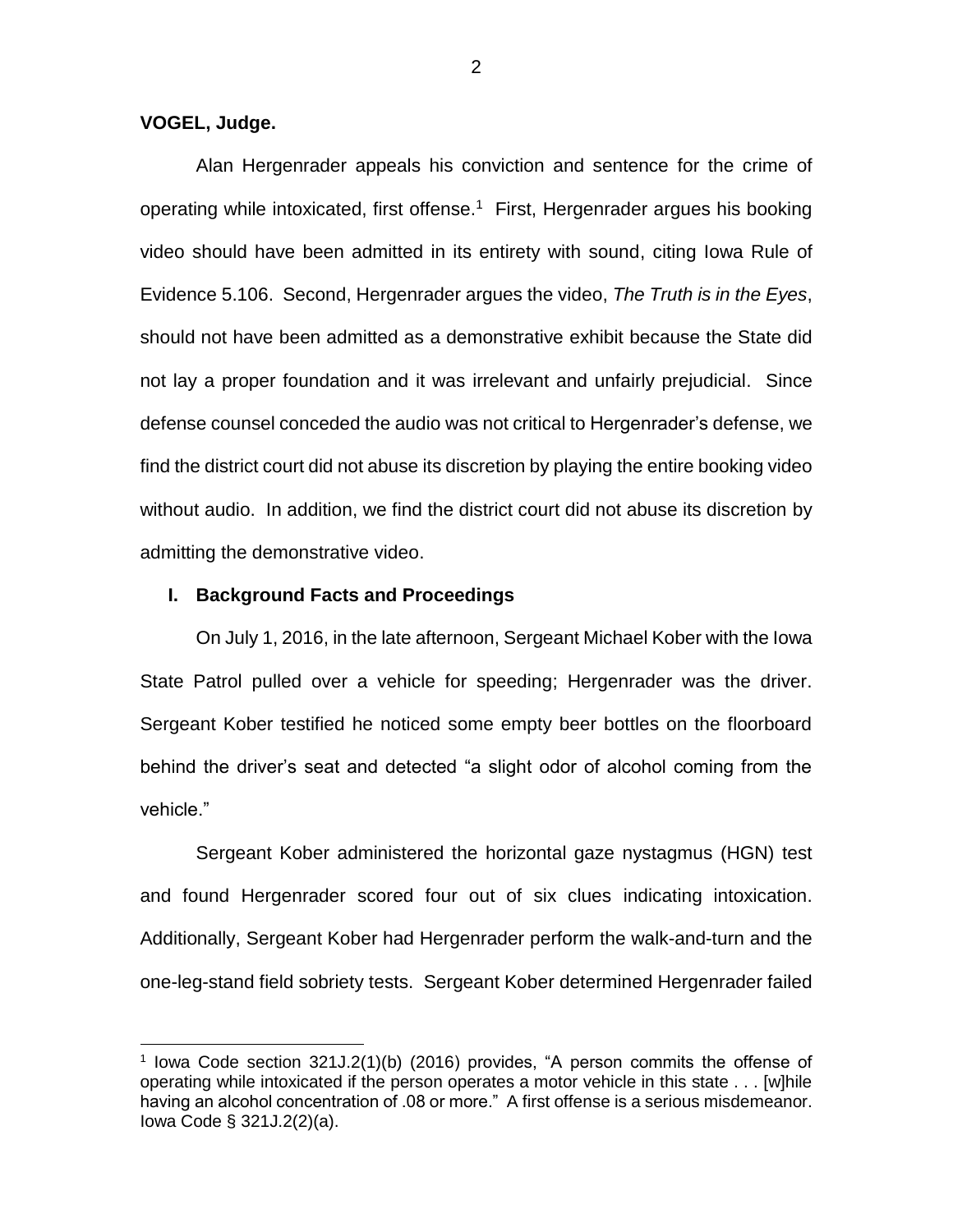**VOGEL, Judge.**

Alan Hergenrader appeals his conviction and sentence for the crime of operating while intoxicated, first offense.[1] First, Hergenrader argues his booking video should have been admitted in its entirety with sound, citing Iowa Rule of Evidence 5.106. Second, Hergenrader argues the video, *The Truth is in the Eyes*, should not have been admitted as a demonstrative exhibit because the State did not lay a proper foundation and it was irrelevant and unfairly prejudicial. Since defense counsel conceded the audio was not critical to Hergenrader's defense, we find the district court did not abuse its discretion by playing the entire booking video without audio. In addition, we find the district court did not abuse its discretion by admitting the demonstrative video.

## I. Background Facts and Proceedings

On July 1, 2016, in the late afternoon, Sergeant Michael Kober with the Iowa State Patrol pulled over a vehicle for speeding; Hergenrader was the driver. Sergeant Kober testified he noticed some empty beer bottles on the floorboard behind the driver's seat and detected "a slight odor of alcohol coming from the vehicle."

Sergeant Kober administered the horizontal gaze nystagmus (HGN) test and found Hergenrader scored four out of six clues indicating intoxication. Additionally, Sergeant Kober had Hergenrader perform the walk-and-turn and the one-leg-stand field sobriety tests. Sergeant Kober determined Hergenrader failed

---

[1] Iowa Code section 321J.2(1)(b) (2016) provides, "A person commits the offense of operating while intoxicated if the person operates a motor vehicle in this state . . . [w]hile having an alcohol concentration of .08 or more." A first offense is a serious misdemeanor. Iowa Code § 321J.2(2)(a).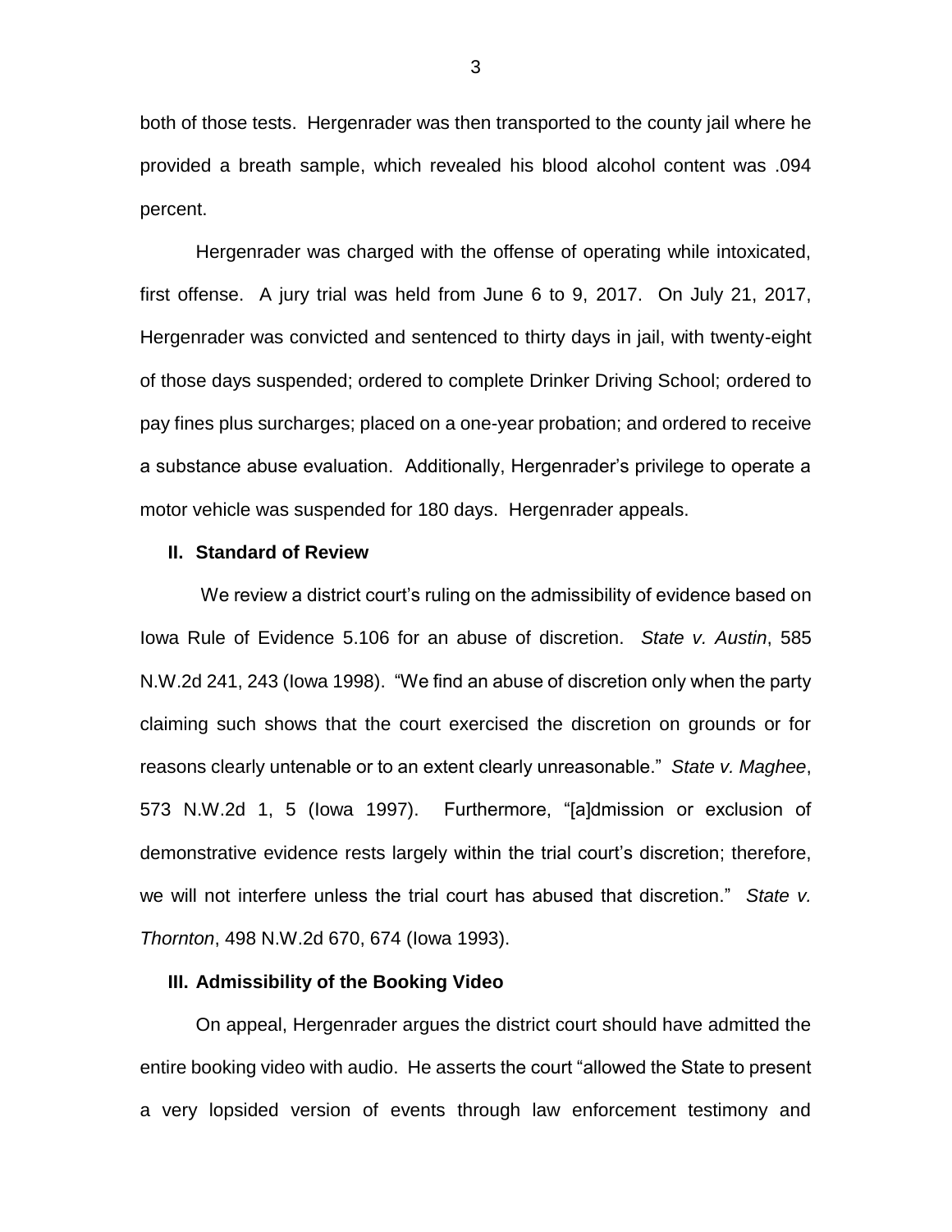both of those tests. Hergenrader was then transported to the county jail where he provided a breath sample, which revealed his blood alcohol content was .094 percent.

Hergenrader was charged with the offense of operating while intoxicated, first offense. A jury trial was held from June 6 to 9, 2017. On July 21, 2017, Hergenrader was convicted and sentenced to thirty days in jail, with twenty-eight of those days suspended; ordered to complete Drinker Driving School; ordered to pay fines plus surcharges; placed on a one-year probation; and ordered to receive a substance abuse evaluation. Additionally, Hergenrader's privilege to operate a motor vehicle was suspended for 180 days. Hergenrader appeals.

## II. Standard of Review

We review a district court's ruling on the admissibility of evidence based on Iowa Rule of Evidence 5.106 for an abuse of discretion. *State v. Austin*, 585 N.W.2d 241, 243 (Iowa 1998). "We find an abuse of discretion only when the party claiming such shows that the court exercised the discretion on grounds or for reasons clearly untenable or to an extent clearly unreasonable." *State v. Maghee*, 573 N.W.2d 1, 5 (Iowa 1997). Furthermore, "[a]dmission or exclusion of demonstrative evidence rests largely within the trial court's discretion; therefore, we will not interfere unless the trial court has abused that discretion." *State v. Thornton*, 498 N.W.2d 670, 674 (Iowa 1993).

## III. Admissibility of the Booking Video

On appeal, Hergenrader argues the district court should have admitted the entire booking video with audio. He asserts the court "allowed the State to present a very lopsided version of events through law enforcement testimony and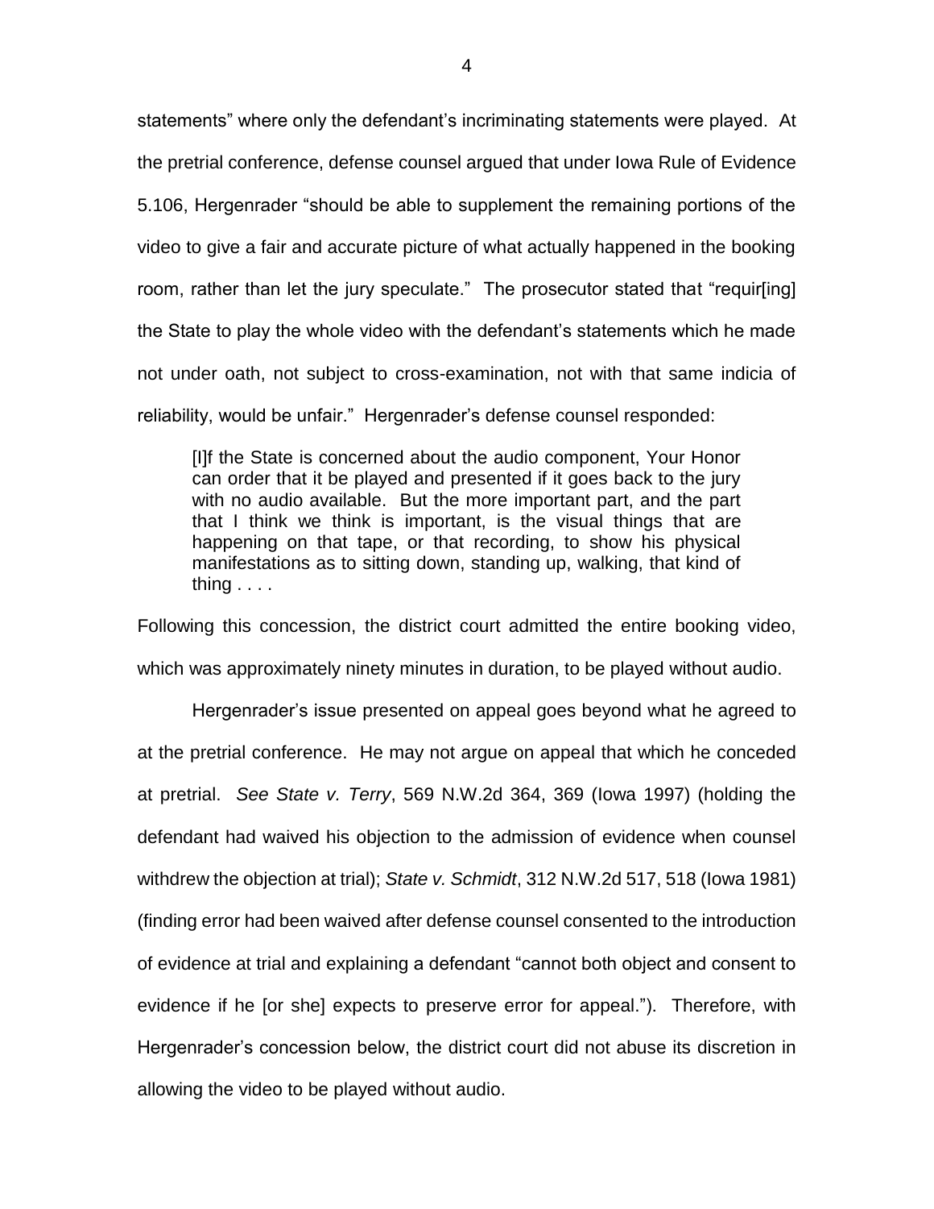statements" where only the defendant's incriminating statements were played. At the pretrial conference, defense counsel argued that under Iowa Rule of Evidence 5.106, Hergenrader "should be able to supplement the remaining portions of the video to give a fair and accurate picture of what actually happened in the booking room, rather than let the jury speculate." The prosecutor stated that "requir[ing] the State to play the whole video with the defendant's statements which he made not under oath, not subject to cross-examination, not with that same indicia of reliability, would be unfair." Hergenrader's defense counsel responded:

> [I]f the State is concerned about the audio component, Your Honor can order that it be played and presented if it goes back to the jury with no audio available. But the more important part, and the part that I think we think is important, is the visual things that are happening on that tape, or that recording, to show his physical manifestations as to sitting down, standing up, walking, that kind of thing . . . .

Following this concession, the district court admitted the entire booking video, which was approximately ninety minutes in duration, to be played without audio.

Hergenrader's issue presented on appeal goes beyond what he agreed to at the pretrial conference. He may not argue on appeal that which he conceded at pretrial. *See State v. Terry*, 569 N.W.2d 364, 369 (Iowa 1997) (holding the defendant had waived his objection to the admission of evidence when counsel withdrew the objection at trial); *State v. Schmidt*, 312 N.W.2d 517, 518 (Iowa 1981) (finding error had been waived after defense counsel consented to the introduction of evidence at trial and explaining a defendant "cannot both object and consent to evidence if he [or she] expects to preserve error for appeal."). Therefore, with Hergenrader's concession below, the district court did not abuse its discretion in allowing the video to be played without audio.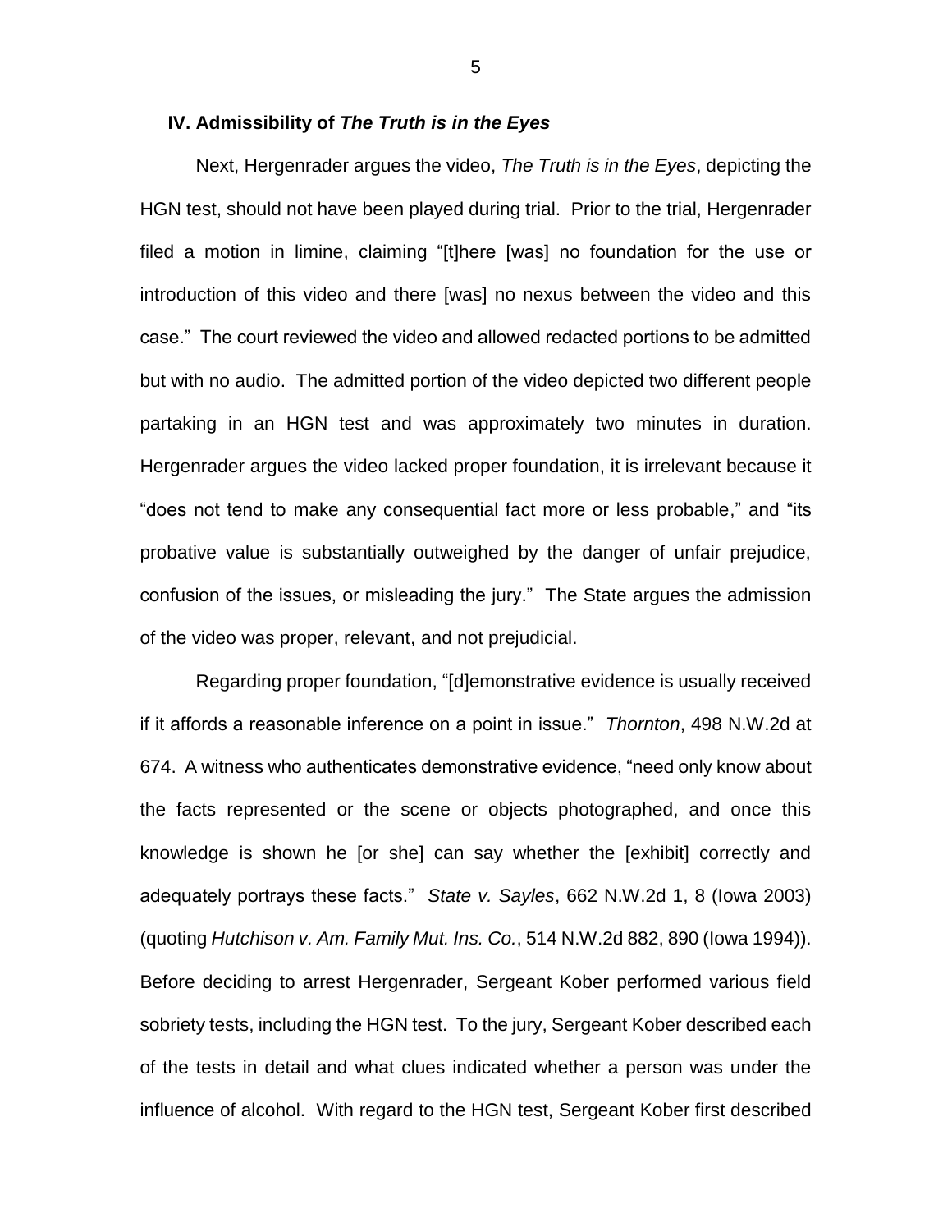### IV. Admissibility of *The Truth is in the Eyes*

Next, Hergenrader argues the video, *The Truth is in the Eyes*, depicting the HGN test, should not have been played during trial. Prior to the trial, Hergenrader filed a motion in limine, claiming "[t]here [was] no foundation for the use or introduction of this video and there [was] no nexus between the video and this case." The court reviewed the video and allowed redacted portions to be admitted but with no audio. The admitted portion of the video depicted two different people partaking in an HGN test and was approximately two minutes in duration. Hergenrader argues the video lacked proper foundation, it is irrelevant because it "does not tend to make any consequential fact more or less probable," and "its probative value is substantially outweighed by the danger of unfair prejudice, confusion of the issues, or misleading the jury." The State argues the admission of the video was proper, relevant, and not prejudicial.

Regarding proper foundation, "[d]emonstrative evidence is usually received if it affords a reasonable inference on a point in issue." *Thornton*, 498 N.W.2d at 674. A witness who authenticates demonstrative evidence, "need only know about the facts represented or the scene or objects photographed, and once this knowledge is shown he [or she] can say whether the [exhibit] correctly and adequately portrays these facts." *State v. Sayles*, 662 N.W.2d 1, 8 (Iowa 2003) (quoting *Hutchison v. Am. Family Mut. Ins. Co.*, 514 N.W.2d 882, 890 (Iowa 1994)). Before deciding to arrest Hergenrader, Sergeant Kober performed various field sobriety tests, including the HGN test. To the jury, Sergeant Kober described each of the tests in detail and what clues indicated whether a person was under the influence of alcohol. With regard to the HGN test, Sergeant Kober first described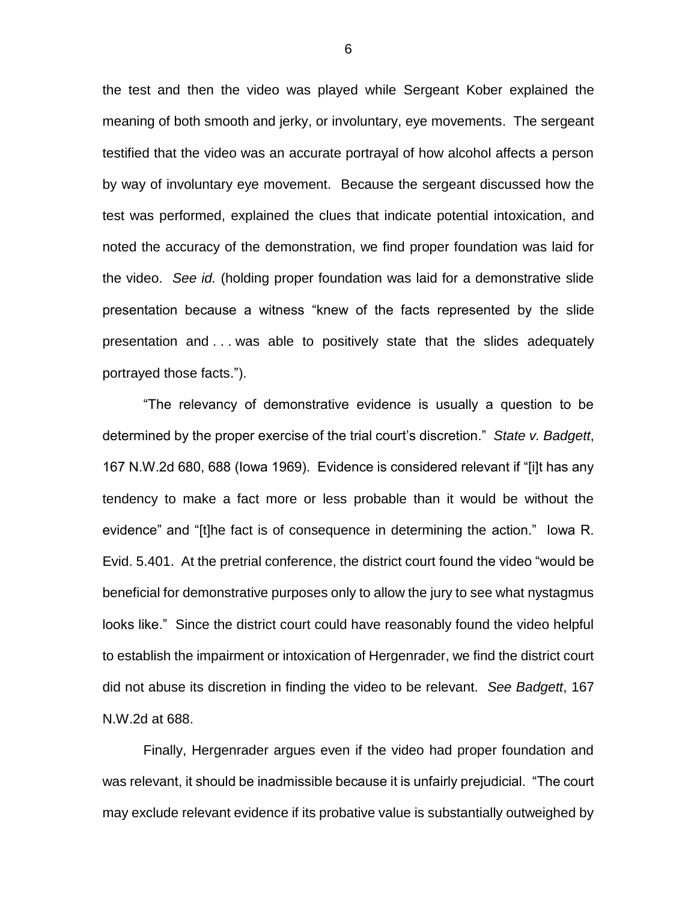the test and then the video was played while Sergeant Kober explained the meaning of both smooth and jerky, or involuntary, eye movements. The sergeant testified that the video was an accurate portrayal of how alcohol affects a person by way of involuntary eye movement. Because the sergeant discussed how the test was performed, explained the clues that indicate potential intoxication, and noted the accuracy of the demonstration, we find proper foundation was laid for the video. *See id.* (holding proper foundation was laid for a demonstrative slide presentation because a witness "knew of the facts represented by the slide presentation and . . . was able to positively state that the slides adequately portrayed those facts.").

"The relevancy of demonstrative evidence is usually a question to be determined by the proper exercise of the trial court's discretion." *State v. Badgett*, 167 N.W.2d 680, 688 (Iowa 1969). Evidence is considered relevant if "[i]t has any tendency to make a fact more or less probable than it would be without the evidence" and "[t]he fact is of consequence in determining the action." Iowa R. Evid. 5.401. At the pretrial conference, the district court found the video "would be beneficial for demonstrative purposes only to allow the jury to see what nystagmus looks like." Since the district court could have reasonably found the video helpful to establish the impairment or intoxication of Hergenrader, we find the district court did not abuse its discretion in finding the video to be relevant. *See Badgett*, 167 N.W.2d at 688.

Finally, Hergenrader argues even if the video had proper foundation and was relevant, it should be inadmissible because it is unfairly prejudicial. "The court may exclude relevant evidence if its probative value is substantially outweighed by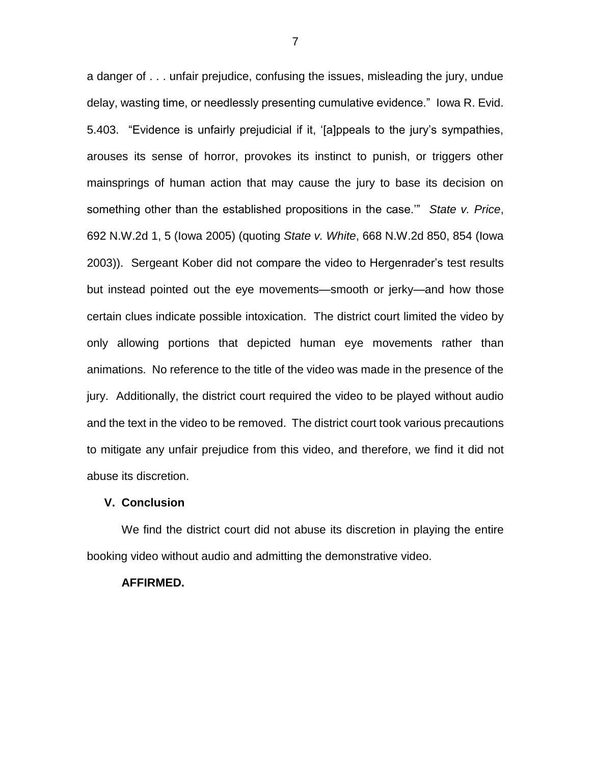a danger of . . . unfair prejudice, confusing the issues, misleading the jury, undue delay, wasting time, or needlessly presenting cumulative evidence." Iowa R. Evid. 5.403. "Evidence is unfairly prejudicial if it, '[a]ppeals to the jury's sympathies, arouses its sense of horror, provokes its instinct to punish, or triggers other mainsprings of human action that may cause the jury to base its decision on something other than the established propositions in the case.'" *State v. Price*, 692 N.W.2d 1, 5 (Iowa 2005) (quoting *State v. White*, 668 N.W.2d 850, 854 (Iowa 2003)). Sergeant Kober did not compare the video to Hergenrader's test results but instead pointed out the eye movements—smooth or jerky—and how those certain clues indicate possible intoxication. The district court limited the video by only allowing portions that depicted human eye movements rather than animations. No reference to the title of the video was made in the presence of the jury. Additionally, the district court required the video to be played without audio and the text in the video to be removed. The district court took various precautions to mitigate any unfair prejudice from this video, and therefore, we find it did not abuse its discretion.

### V. Conclusion

We find the district court did not abuse its discretion in playing the entire booking video without audio and admitting the demonstrative video.

**AFFIRMED.**